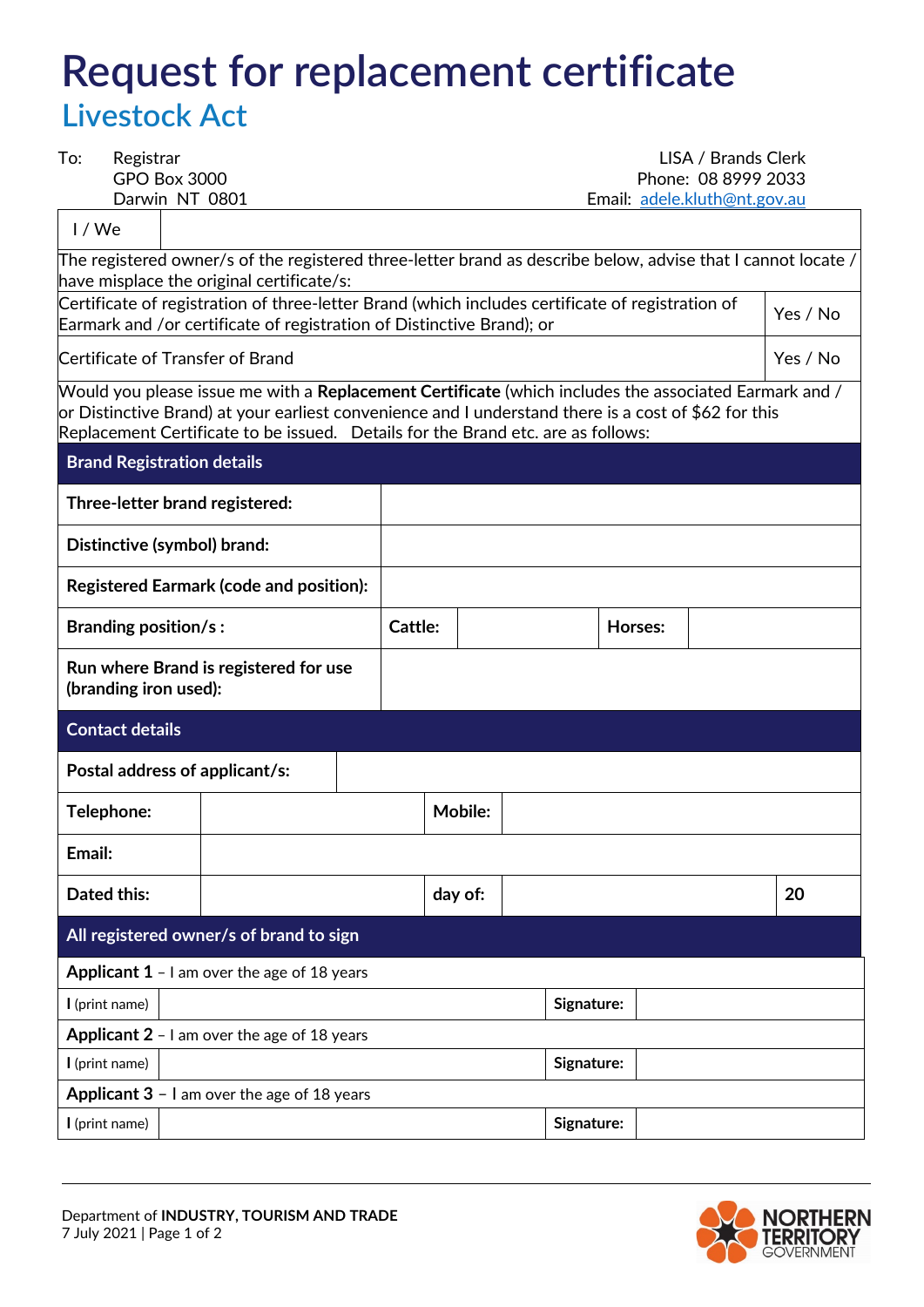# Request for replacement certificate

## Livestock Act

To: Registrar
GPO Box 3000
Darwin NT 0801

LISA / Brands Clerk
Phone: 08 8999 2033
Email: adele.kluth@nt.gov.au

| I / We | |
|---|---|

The registered owner/s of the registered three-letter brand as describe below, advise that I cannot locate / have misplace the original certificate/s:

| | |
|---|---|
| Certificate of registration of three-letter Brand (which includes certificate of registration of Earmark and /or certificate of registration of Distinctive Brand); or | Yes / No |
| Certificate of Transfer of Brand | Yes / No |

Would you please issue me with a **Replacement Certificate** (which includes the associated Earmark and / or Distinctive Brand) at your earliest convenience and I understand there is a cost of $62 for this Replacement Certificate to be issued. Details for the Brand etc. are as follows:

### Brand Registration details

| | | | | |
|---|---|---|---|---|
| **Three-letter brand registered:** | | | | |
| **Distinctive (symbol) brand:** | | | | |
| **Registered Earmark (code and position):** | | | | |
| **Branding position/s :** | **Cattle:** | | **Horses:** | |
| **Run where Brand is registered for use (branding iron used):** | | | | |

### Contact details

| | | | | |
|---|---|---|---|---|
| **Postal address of applicant/s:** | | | | |
| **Telephone:** | | **Mobile:** | | |
| **Email:** | | | | |
| **Dated this:** | | **day of:** | | **20** |

### All registered owner/s of brand to sign

**Applicant 1** – I am over the age of 18 years

| **I** (print name) | | **Signature:** | |
|---|---|---|---|

**Applicant 2** – I am over the age of 18 years

| **I** (print name) | | **Signature:** | |
|---|---|---|---|

**Applicant 3** – I am over the age of 18 years

| **I** (print name) | | **Signature:** | |
|---|---|---|---|

Department of **INDUSTRY, TOURISM AND TRADE**
7 July 2021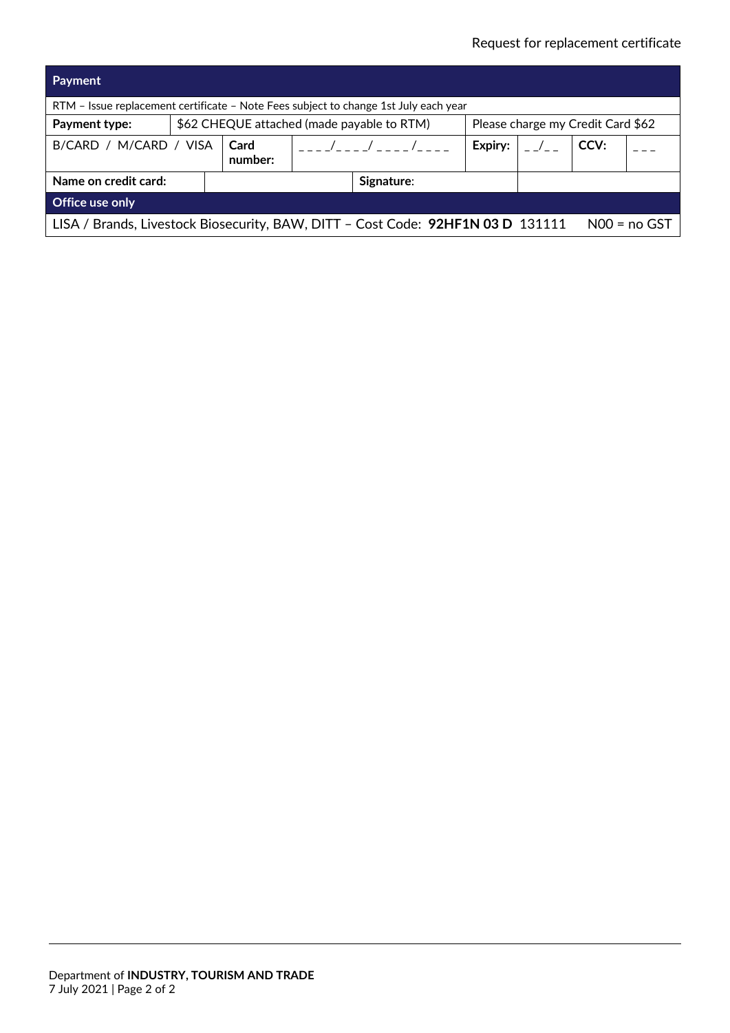| Payment | | | | | | | | |
|---|---|---|---|---|---|---|---|---|
| RTM – Issue replacement certificate – Note Fees subject to change 1st July each year | | | | | | | | |
| **Payment type:** | $62 CHEQUE attached (made payable to RTM) | | | | Please charge my Credit Card $62 | | | |
| B/CARD / M/CARD / VISA | | **Card number:** | _ _ _ _/_ _ _ _/ _ _ _ _/_ _ _ _ | | **Expiry:** | _ _/_ _ | **CCV:** | _ _ _ |
| **Name on credit card:** | | | | **Signature**: | | | | |
| **Office use only** | | | | | | | | |
| LISA / Brands, Livestock Biosecurity, BAW, DITT – Cost Code: **92HF1N 03 D** 131111 N00 = no GST | | | | | | | | |